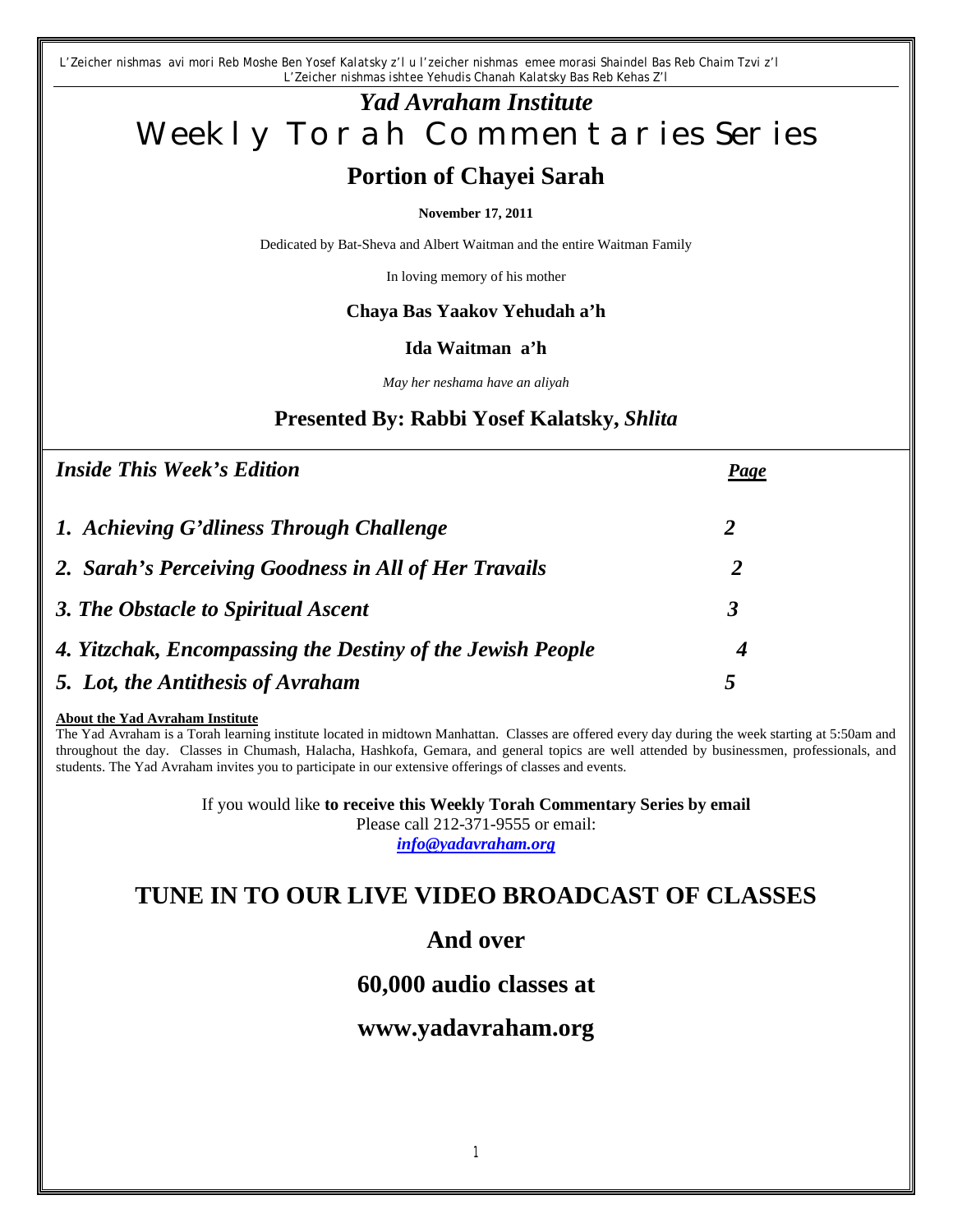L'Zeicher nishmas avi mori Reb Moshe Ben Yosef Kalatsky z'l u l'zeicher nishmas emee morasi Shaindel Bas Reb Chaim Tzvi z'l
L'Zeicher nishmas ishtee Yehudis Chanah Kalatsky Bas Reb Kehas Z'l

# *Yad Avraham Institute*

# Weekly Torah Commentaries Series

## Portion of Chayei Sarah

**November 17, 2011**

Dedicated by Bat-Sheva and Albert Waitman and the entire Waitman Family

In loving memory of his mother

**Chaya Bas Yaakov Yehudah a'h**

**Ida Waitman a'h**

*May her neshama have an aliyah*

## Presented By: Rabbi Yosef Kalatsky, *Shlita*

| *Inside This Week's Edition* | *Page* |
|---|---|
| ***1. Achieving G'dliness Through Challenge*** | ***2*** |
| ***2. Sarah's Perceiving Goodness in All of Her Travails*** | ***2*** |
| ***3. The Obstacle to Spiritual Ascent*** | ***3*** |
| ***4. Yitzchak, Encompassing the Destiny of the Jewish People*** | ***4*** |
| ***5. Lot, the Antithesis of Avraham*** | ***5*** |

**About the Yad Avraham Institute**

The Yad Avraham is a Torah learning institute located in midtown Manhattan. Classes are offered every day during the week starting at 5:50am and throughout the day. Classes in Chumash, Halacha, Hashkofa, Gemara, and general topics are well attended by businessmen, professionals, and students. The Yad Avraham invites you to participate in our extensive offerings of classes and events.

If you would like **to receive this Weekly Torah Commentary Series by email**
Please call 212-371-9555 or email:
***info@yadavraham.org***

## TUNE IN TO OUR LIVE VIDEO BROADCAST OF CLASSES

## And over

## 60,000 audio classes at

## www.yadavraham.org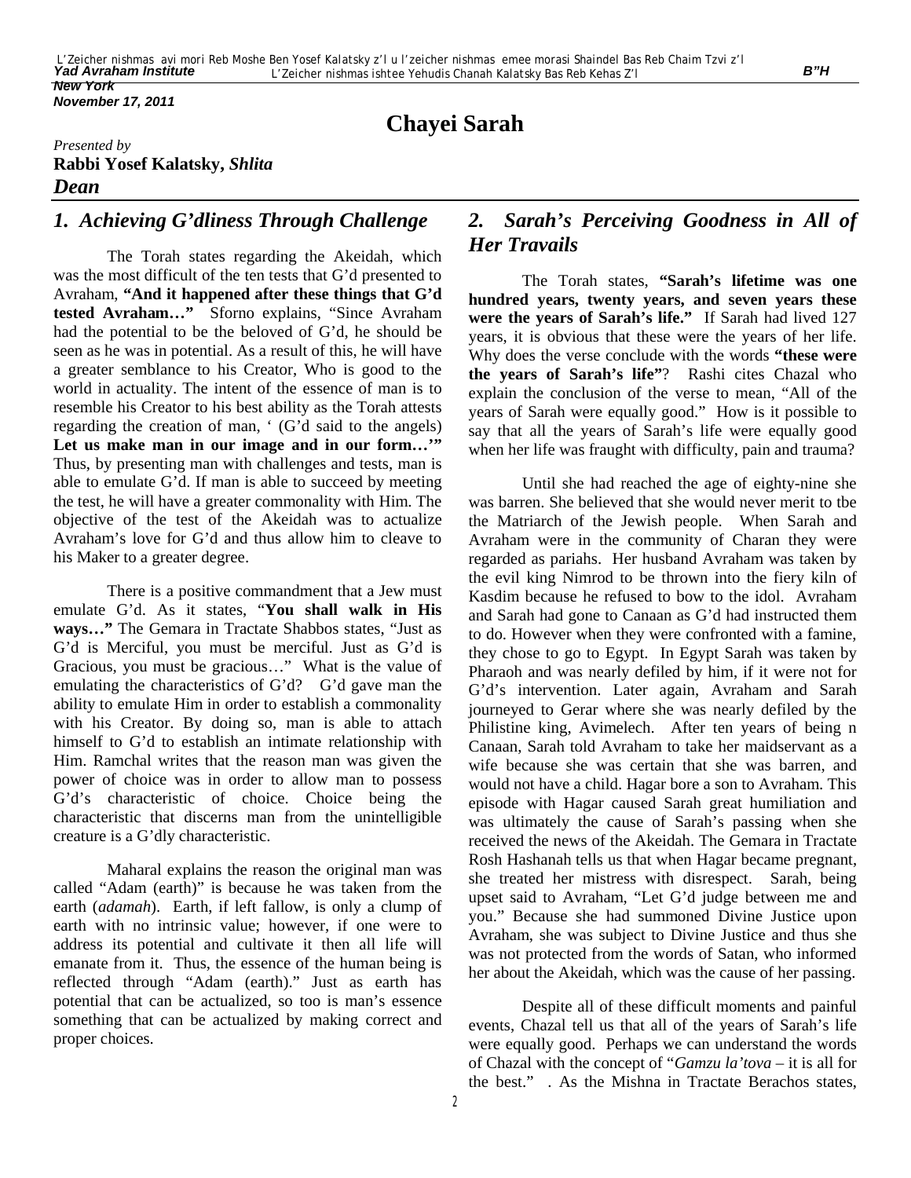L'Zeicher nishmas avi mori Reb Moshe Ben Yosef Kalatsky z'l u l'zeicher nishmas emee morasi Shaindel Bas Reb Chaim Tzvi z'l
L'Zeicher nishmas ishtee Yehudis Chanah Kalatsky Bas Reb Kehas Z'l

**Yad Avraham Institute**
**New York**
**November 17, 2011**

B"H

# Chayei Sarah

*Presented by*
**Rabbi Yosef Kalatsky,** ***Shlita***
***Dean***

## *1. Achieving G'dliness Through Challenge*

The Torah states regarding the Akeidah, which was the most difficult of the ten tests that G'd presented to Avraham, **"And it happened after these things that G'd tested Avraham…"** Sforno explains, "Since Avraham had the potential to be the beloved of G'd, he should be seen as he was in potential. As a result of this, he will have a greater semblance to his Creator, Who is good to the world in actuality. The intent of the essence of man is to resemble his Creator to his best ability as the Torah attests regarding the creation of man, ' (G'd said to the angels) **Let us make man in our image and in our form…'"** Thus, by presenting man with challenges and tests, man is able to emulate G'd. If man is able to succeed by meeting the test, he will have a greater commonality with Him. The objective of the test of the Akeidah was to actualize Avraham's love for G'd and thus allow him to cleave to his Maker to a greater degree.

There is a positive commandment that a Jew must emulate G'd. As it states, "**You shall walk in His ways…"** The Gemara in Tractate Shabbos states, "Just as G'd is Merciful, you must be merciful. Just as G'd is Gracious, you must be gracious…" What is the value of emulating the characteristics of G'd? G'd gave man the ability to emulate Him in order to establish a commonality with his Creator. By doing so, man is able to attach himself to G'd to establish an intimate relationship with Him. Ramchal writes that the reason man was given the power of choice was in order to allow man to possess G'd's characteristic of choice. Choice being the characteristic that discerns man from the unintelligible creature is a G'dly characteristic.

Maharal explains the reason the original man was called "Adam (earth)" is because he was taken from the earth (*adamah*). Earth, if left fallow, is only a clump of earth with no intrinsic value; however, if one were to address its potential and cultivate it then all life will emanate from it. Thus, the essence of the human being is reflected through "Adam (earth)." Just as earth has potential that can be actualized, so too is man's essence something that can be actualized by making correct and proper choices.

## *2. Sarah's Perceiving Goodness in All of Her Travails*

The Torah states, **"Sarah's lifetime was one hundred years, twenty years, and seven years these were the years of Sarah's life."** If Sarah had lived 127 years, it is obvious that these were the years of her life. Why does the verse conclude with the words **"these were the years of Sarah's life"**? Rashi cites Chazal who explain the conclusion of the verse to mean, "All of the years of Sarah were equally good." How is it possible to say that all the years of Sarah's life were equally good when her life was fraught with difficulty, pain and trauma?

Until she had reached the age of eighty-nine she was barren. She believed that she would never merit to tbe the Matriarch of the Jewish people. When Sarah and Avraham were in the community of Charan they were regarded as pariahs. Her husband Avraham was taken by the evil king Nimrod to be thrown into the fiery kiln of Kasdim because he refused to bow to the idol. Avraham and Sarah had gone to Canaan as G'd had instructed them to do. However when they were confronted with a famine, they chose to go to Egypt. In Egypt Sarah was taken by Pharaoh and was nearly defiled by him, if it were not for G'd's intervention. Later again, Avraham and Sarah journeyed to Gerar where she was nearly defiled by the Philistine king, Avimelech. After ten years of being n Canaan, Sarah told Avraham to take her maidservant as a wife because she was certain that she was barren, and would not have a child. Hagar bore a son to Avraham. This episode with Hagar caused Sarah great humiliation and was ultimately the cause of Sarah's passing when she received the news of the Akeidah. The Gemara in Tractate Rosh Hashanah tells us that when Hagar became pregnant, she treated her mistress with disrespect. Sarah, being upset said to Avraham, "Let G'd judge between me and you." Because she had summoned Divine Justice upon Avraham, she was subject to Divine Justice and thus she was not protected from the words of Satan, who informed her about the Akeidah, which was the cause of her passing.

Despite all of these difficult moments and painful events, Chazal tell us that all of the years of Sarah's life were equally good. Perhaps we can understand the words of Chazal with the concept of "*Gamzu la'tova* – it is all for the best." . As the Mishna in Tractate Berachos states,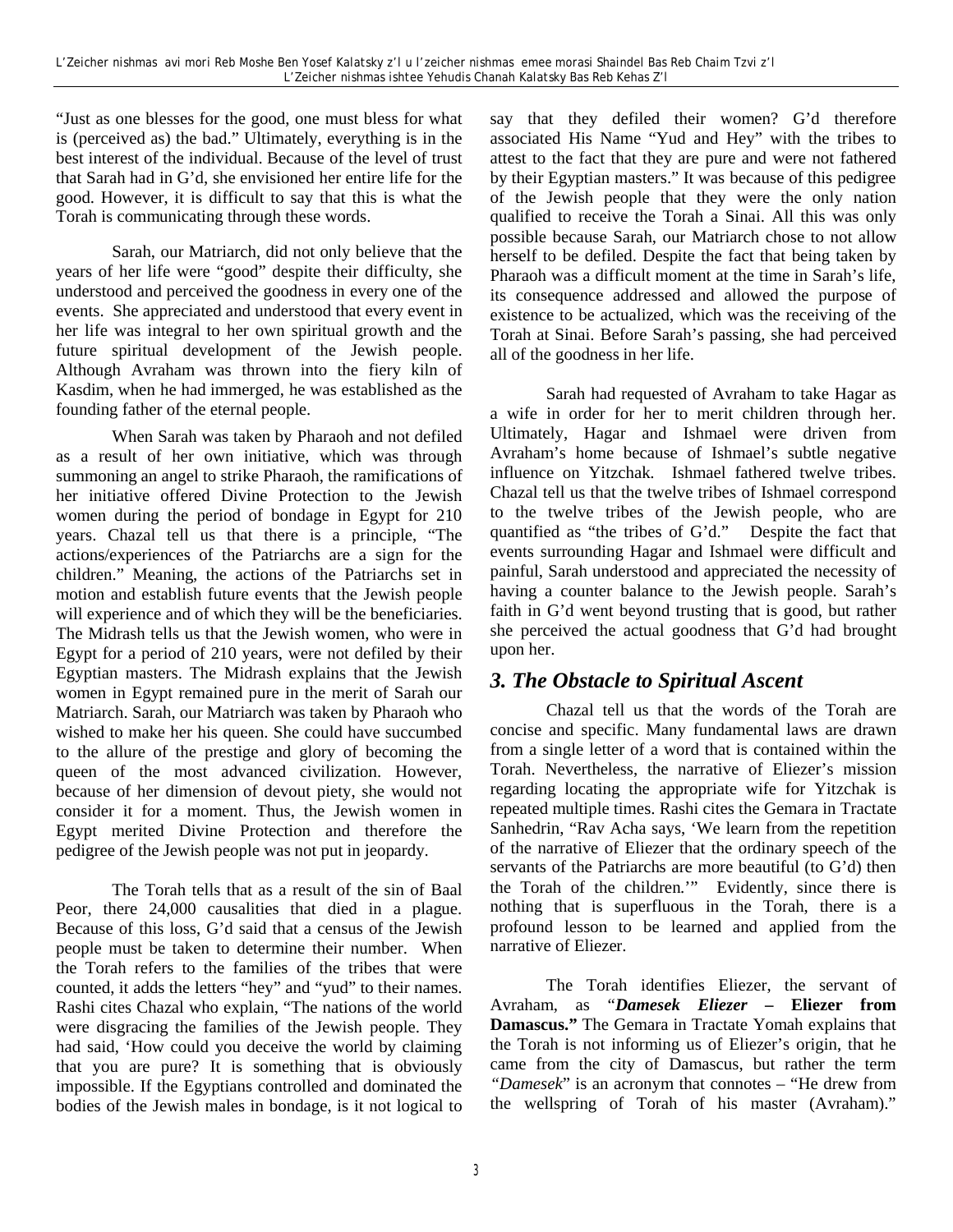"Just as one blesses for the good, one must bless for what is (perceived as) the bad." Ultimately, everything is in the best interest of the individual. Because of the level of trust that Sarah had in G'd, she envisioned her entire life for the good. However, it is difficult to say that this is what the Torah is communicating through these words.

Sarah, our Matriarch, did not only believe that the years of her life were "good" despite their difficulty, she understood and perceived the goodness in every one of the events. She appreciated and understood that every event in her life was integral to her own spiritual growth and the future spiritual development of the Jewish people. Although Avraham was thrown into the fiery kiln of Kasdim, when he had immerged, he was established as the founding father of the eternal people.

When Sarah was taken by Pharaoh and not defiled as a result of her own initiative, which was through summoning an angel to strike Pharaoh, the ramifications of her initiative offered Divine Protection to the Jewish women during the period of bondage in Egypt for 210 years. Chazal tell us that there is a principle, "The actions/experiences of the Patriarchs are a sign for the children." Meaning, the actions of the Patriarchs set in motion and establish future events that the Jewish people will experience and of which they will be the beneficiaries. The Midrash tells us that the Jewish women, who were in Egypt for a period of 210 years, were not defiled by their Egyptian masters. The Midrash explains that the Jewish women in Egypt remained pure in the merit of Sarah our Matriarch. Sarah, our Matriarch was taken by Pharaoh who wished to make her his queen. She could have succumbed to the allure of the prestige and glory of becoming the queen of the most advanced civilization. However, because of her dimension of devout piety, she would not consider it for a moment. Thus, the Jewish women in Egypt merited Divine Protection and therefore the pedigree of the Jewish people was not put in jeopardy.

The Torah tells that as a result of the sin of Baal Peor, there 24,000 causalities that died in a plague. Because of this loss, G'd said that a census of the Jewish people must be taken to determine their number. When the Torah refers to the families of the tribes that were counted, it adds the letters "hey" and "yud" to their names. Rashi cites Chazal who explain, "The nations of the world were disgracing the families of the Jewish people. They had said, 'How could you deceive the world by claiming that you are pure? It is something that is obviously impossible. If the Egyptians controlled and dominated the bodies of the Jewish males in bondage, is it not logical to say that they defiled their women? G'd therefore associated His Name "Yud and Hey" with the tribes to attest to the fact that they are pure and were not fathered by their Egyptian masters." It was because of this pedigree of the Jewish people that they were the only nation qualified to receive the Torah a Sinai. All this was only possible because Sarah, our Matriarch chose to not allow herself to be defiled. Despite the fact that being taken by Pharaoh was a difficult moment at the time in Sarah's life, its consequence addressed and allowed the purpose of existence to be actualized, which was the receiving of the Torah at Sinai. Before Sarah's passing, she had perceived all of the goodness in her life.

Sarah had requested of Avraham to take Hagar as a wife in order for her to merit children through her. Ultimately, Hagar and Ishmael were driven from Avraham's home because of Ishmael's subtle negative influence on Yitzchak. Ishmael fathered twelve tribes. Chazal tell us that the twelve tribes of Ishmael correspond to the twelve tribes of the Jewish people, who are quantified as "the tribes of G'd." Despite the fact that events surrounding Hagar and Ishmael were difficult and painful, Sarah understood and appreciated the necessity of having a counter balance to the Jewish people. Sarah's faith in G'd went beyond trusting that is good, but rather she perceived the actual goodness that G'd had brought upon her.

## *3. The Obstacle to Spiritual Ascent*

Chazal tell us that the words of the Torah are concise and specific. Many fundamental laws are drawn from a single letter of a word that is contained within the Torah. Nevertheless, the narrative of Eliezer's mission regarding locating the appropriate wife for Yitzchak is repeated multiple times. Rashi cites the Gemara in Tractate Sanhedrin, "Rav Acha says, 'We learn from the repetition of the narrative of Eliezer that the ordinary speech of the servants of the Patriarchs are more beautiful (to G'd) then the Torah of the children.'" Evidently, since there is nothing that is superfluous in the Torah, there is a profound lesson to be learned and applied from the narrative of Eliezer.

The Torah identifies Eliezer, the servant of Avraham, as "***Damesek Eliezer* – Eliezer from Damascus."** The Gemara in Tractate Yomah explains that the Torah is not informing us of Eliezer's origin, that he came from the city of Damascus, but rather the term *"Damesek*" is an acronym that connotes – "He drew from the wellspring of Torah of his master (Avraham)."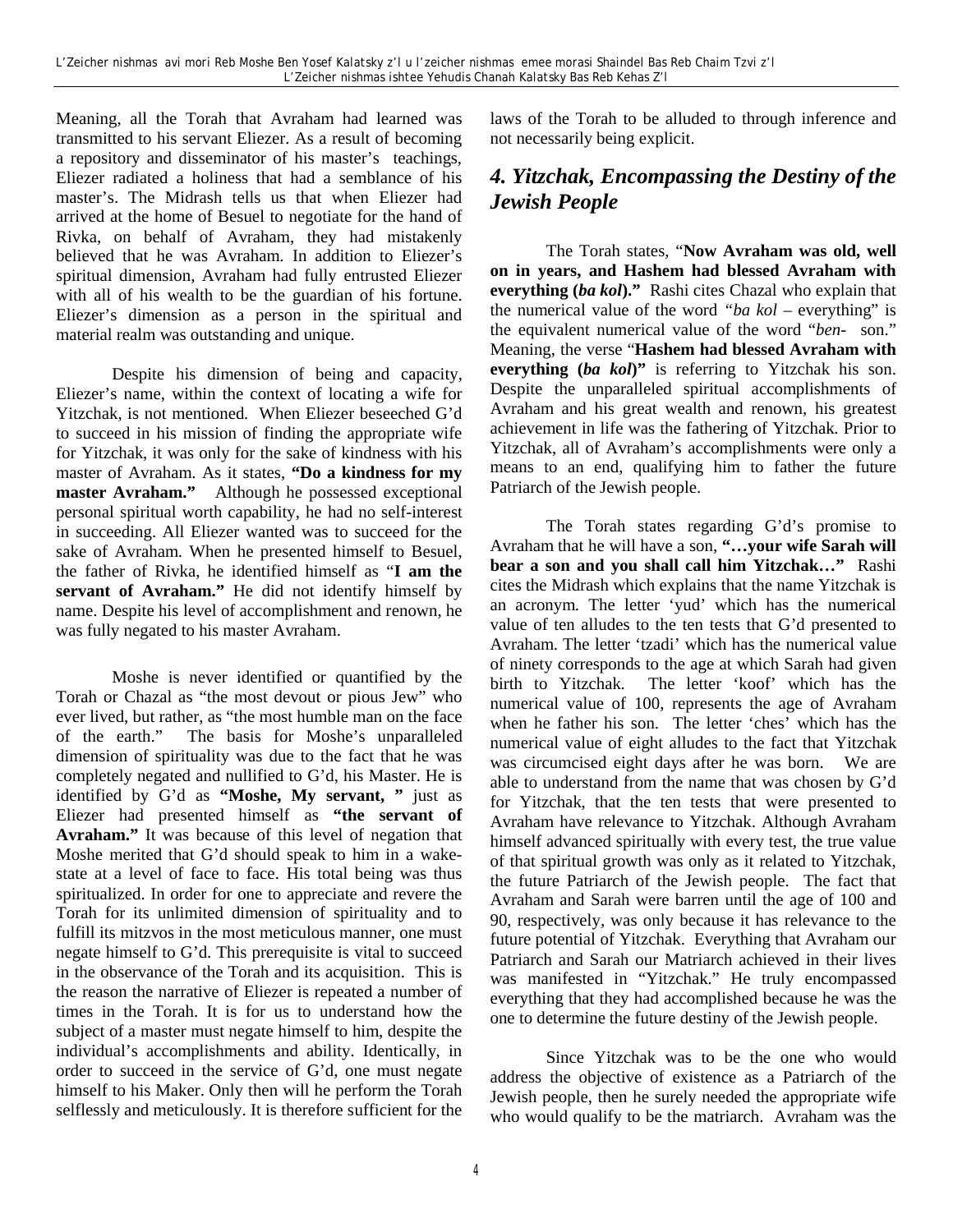Meaning, all the Torah that Avraham had learned was transmitted to his servant Eliezer. As a result of becoming a repository and disseminator of his master's teachings, Eliezer radiated a holiness that had a semblance of his master's. The Midrash tells us that when Eliezer had arrived at the home of Besuel to negotiate for the hand of Rivka, on behalf of Avraham, they had mistakenly believed that he was Avraham. In addition to Eliezer's spiritual dimension, Avraham had fully entrusted Eliezer with all of his wealth to be the guardian of his fortune. Eliezer's dimension as a person in the spiritual and material realm was outstanding and unique.

Despite his dimension of being and capacity, Eliezer's name, within the context of locating a wife for Yitzchak, is not mentioned. When Eliezer beseeched G'd to succeed in his mission of finding the appropriate wife for Yitzchak, it was only for the sake of kindness with his master of Avraham. As it states, **"Do a kindness for my master Avraham."** Although he possessed exceptional personal spiritual worth capability, he had no self-interest in succeeding. All Eliezer wanted was to succeed for the sake of Avraham. When he presented himself to Besuel, the father of Rivka, he identified himself as "**I am the servant of Avraham."** He did not identify himself by name. Despite his level of accomplishment and renown, he was fully negated to his master Avraham.

Moshe is never identified or quantified by the Torah or Chazal as "the most devout or pious Jew" who ever lived, but rather, as "the most humble man on the face of the earth." The basis for Moshe's unparalleled dimension of spirituality was due to the fact that he was completely negated and nullified to G'd, his Master. He is identified by G'd as **"Moshe, My servant, "** just as Eliezer had presented himself as **"the servant of Avraham."** It was because of this level of negation that Moshe merited that G'd should speak to him in a wake-state at a level of face to face. His total being was thus spiritualized. In order for one to appreciate and revere the Torah for its unlimited dimension of spirituality and to fulfill its mitzvos in the most meticulous manner, one must negate himself to G'd. This prerequisite is vital to succeed in the observance of the Torah and its acquisition. This is the reason the narrative of Eliezer is repeated a number of times in the Torah. It is for us to understand how the subject of a master must negate himself to him, despite the individual's accomplishments and ability. Identically, in order to succeed in the service of G'd, one must negate himself to his Maker. Only then will he perform the Torah selflessly and meticulously. It is therefore sufficient for the laws of the Torah to be alluded to through inference and not necessarily being explicit.

## *4. Yitzchak, Encompassing the Destiny of the Jewish People*

The Torah states, "**Now Avraham was old, well on in years, and Hashem had blessed Avraham with everything (*ba kol*)."** Rashi cites Chazal who explain that the numerical value of the word *"ba kol* – everything" is the equivalent numerical value of the word "*ben*- son." Meaning, the verse "**Hashem had blessed Avraham with everything (*ba kol*)"** is referring to Yitzchak his son. Despite the unparalleled spiritual accomplishments of Avraham and his great wealth and renown, his greatest achievement in life was the fathering of Yitzchak. Prior to Yitzchak, all of Avraham's accomplishments were only a means to an end, qualifying him to father the future Patriarch of the Jewish people.

The Torah states regarding G'd's promise to Avraham that he will have a son, **"…your wife Sarah will bear a son and you shall call him Yitzchak…"** Rashi cites the Midrash which explains that the name Yitzchak is an acronym. The letter 'yud' which has the numerical value of ten alludes to the ten tests that G'd presented to Avraham. The letter 'tzadi' which has the numerical value of ninety corresponds to the age at which Sarah had given birth to Yitzchak. The letter 'koof' which has the numerical value of 100, represents the age of Avraham when he father his son. The letter 'ches' which has the numerical value of eight alludes to the fact that Yitzchak was circumcised eight days after he was born. We are able to understand from the name that was chosen by G'd for Yitzchak, that the ten tests that were presented to Avraham have relevance to Yitzchak. Although Avraham himself advanced spiritually with every test, the true value of that spiritual growth was only as it related to Yitzchak, the future Patriarch of the Jewish people. The fact that Avraham and Sarah were barren until the age of 100 and 90, respectively, was only because it has relevance to the future potential of Yitzchak. Everything that Avraham our Patriarch and Sarah our Matriarch achieved in their lives was manifested in "Yitzchak." He truly encompassed everything that they had accomplished because he was the one to determine the future destiny of the Jewish people.

Since Yitzchak was to be the one who would address the objective of existence as a Patriarch of the Jewish people, then he surely needed the appropriate wife who would qualify to be the matriarch. Avraham was the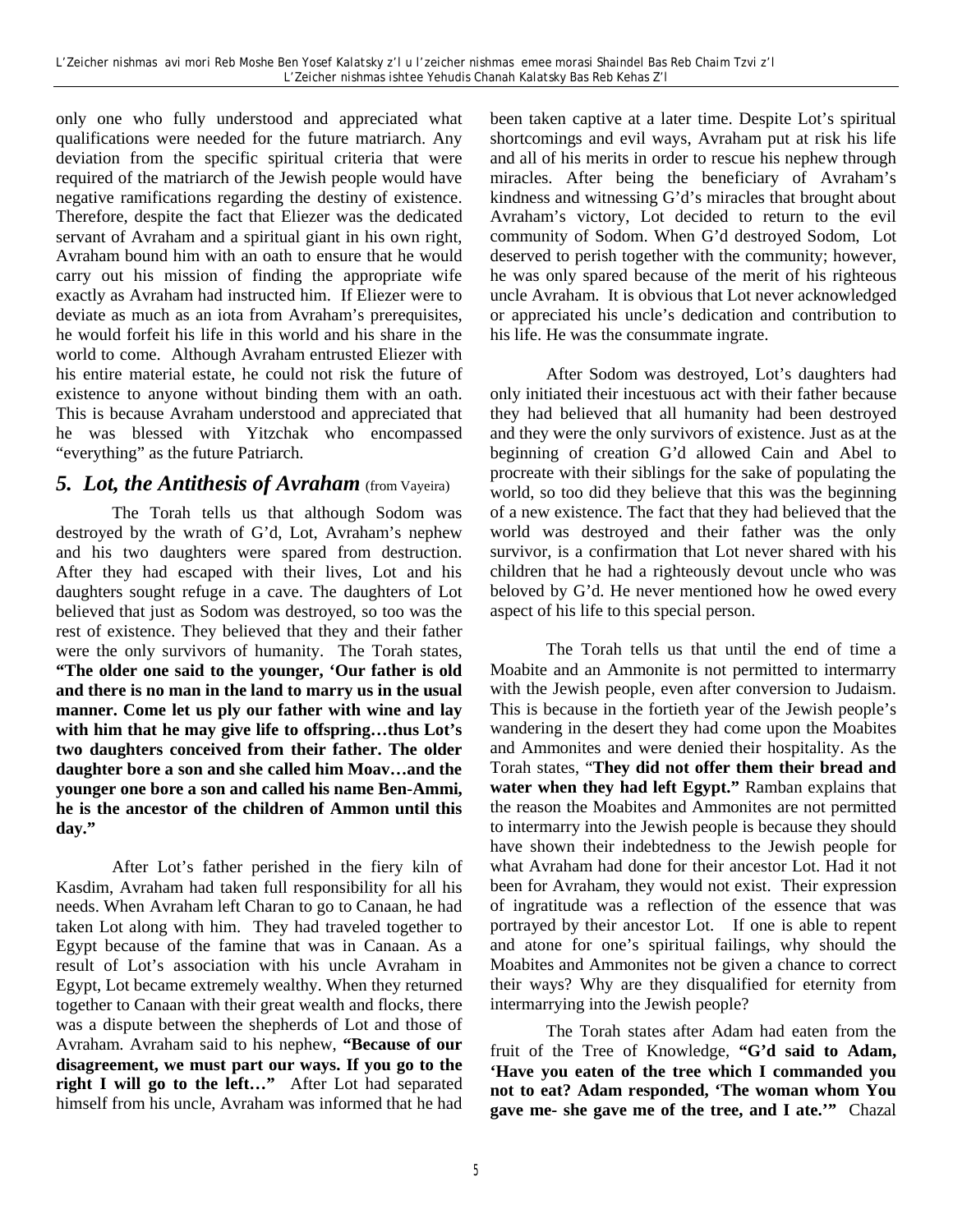only one who fully understood and appreciated what qualifications were needed for the future matriarch. Any deviation from the specific spiritual criteria that were required of the matriarch of the Jewish people would have negative ramifications regarding the destiny of existence. Therefore, despite the fact that Eliezer was the dedicated servant of Avraham and a spiritual giant in his own right, Avraham bound him with an oath to ensure that he would carry out his mission of finding the appropriate wife exactly as Avraham had instructed him. If Eliezer were to deviate as much as an iota from Avraham's prerequisites, he would forfeit his life in this world and his share in the world to come. Although Avraham entrusted Eliezer with his entire material estate, he could not risk the future of existence to anyone without binding them with an oath. This is because Avraham understood and appreciated that he was blessed with Yitzchak who encompassed "everything" as the future Patriarch.

## *5. Lot, the Antithesis of Avraham* (from Vayeira)

The Torah tells us that although Sodom was destroyed by the wrath of G'd, Lot, Avraham's nephew and his two daughters were spared from destruction. After they had escaped with their lives, Lot and his daughters sought refuge in a cave. The daughters of Lot believed that just as Sodom was destroyed, so too was the rest of existence. They believed that they and their father were the only survivors of humanity. The Torah states, **"The older one said to the younger, 'Our father is old and there is no man in the land to marry us in the usual manner. Come let us ply our father with wine and lay with him that he may give life to offspring…thus Lot's two daughters conceived from their father. The older daughter bore a son and she called him Moav…and the younger one bore a son and called his name Ben-Ammi, he is the ancestor of the children of Ammon until this day."**

After Lot's father perished in the fiery kiln of Kasdim, Avraham had taken full responsibility for all his needs. When Avraham left Charan to go to Canaan, he had taken Lot along with him. They had traveled together to Egypt because of the famine that was in Canaan. As a result of Lot's association with his uncle Avraham in Egypt, Lot became extremely wealthy. When they returned together to Canaan with their great wealth and flocks, there was a dispute between the shepherds of Lot and those of Avraham. Avraham said to his nephew, **"Because of our disagreement, we must part our ways. If you go to the right I will go to the left…"** After Lot had separated himself from his uncle, Avraham was informed that he had been taken captive at a later time. Despite Lot's spiritual shortcomings and evil ways, Avraham put at risk his life and all of his merits in order to rescue his nephew through miracles. After being the beneficiary of Avraham's kindness and witnessing G'd's miracles that brought about Avraham's victory, Lot decided to return to the evil community of Sodom. When G'd destroyed Sodom, Lot deserved to perish together with the community; however, he was only spared because of the merit of his righteous uncle Avraham. It is obvious that Lot never acknowledged or appreciated his uncle's dedication and contribution to his life. He was the consummate ingrate.

After Sodom was destroyed, Lot's daughters had only initiated their incestuous act with their father because they had believed that all humanity had been destroyed and they were the only survivors of existence. Just as at the beginning of creation G'd allowed Cain and Abel to procreate with their siblings for the sake of populating the world, so too did they believe that this was the beginning of a new existence. The fact that they had believed that the world was destroyed and their father was the only survivor, is a confirmation that Lot never shared with his children that he had a righteously devout uncle who was beloved by G'd. He never mentioned how he owed every aspect of his life to this special person.

The Torah tells us that until the end of time a Moabite and an Ammonite is not permitted to intermarry with the Jewish people, even after conversion to Judaism. This is because in the fortieth year of the Jewish people's wandering in the desert they had come upon the Moabites and Ammonites and were denied their hospitality. As the Torah states, "**They did not offer them their bread and water when they had left Egypt."** Ramban explains that the reason the Moabites and Ammonites are not permitted to intermarry into the Jewish people is because they should have shown their indebtedness to the Jewish people for what Avraham had done for their ancestor Lot. Had it not been for Avraham, they would not exist. Their expression of ingratitude was a reflection of the essence that was portrayed by their ancestor Lot. If one is able to repent and atone for one's spiritual failings, why should the Moabites and Ammonites not be given a chance to correct their ways? Why are they disqualified for eternity from intermarrying into the Jewish people?

The Torah states after Adam had eaten from the fruit of the Tree of Knowledge, **"G'd said to Adam, 'Have you eaten of the tree which I commanded you not to eat? Adam responded, 'The woman whom You gave me- she gave me of the tree, and I ate.'"** Chazal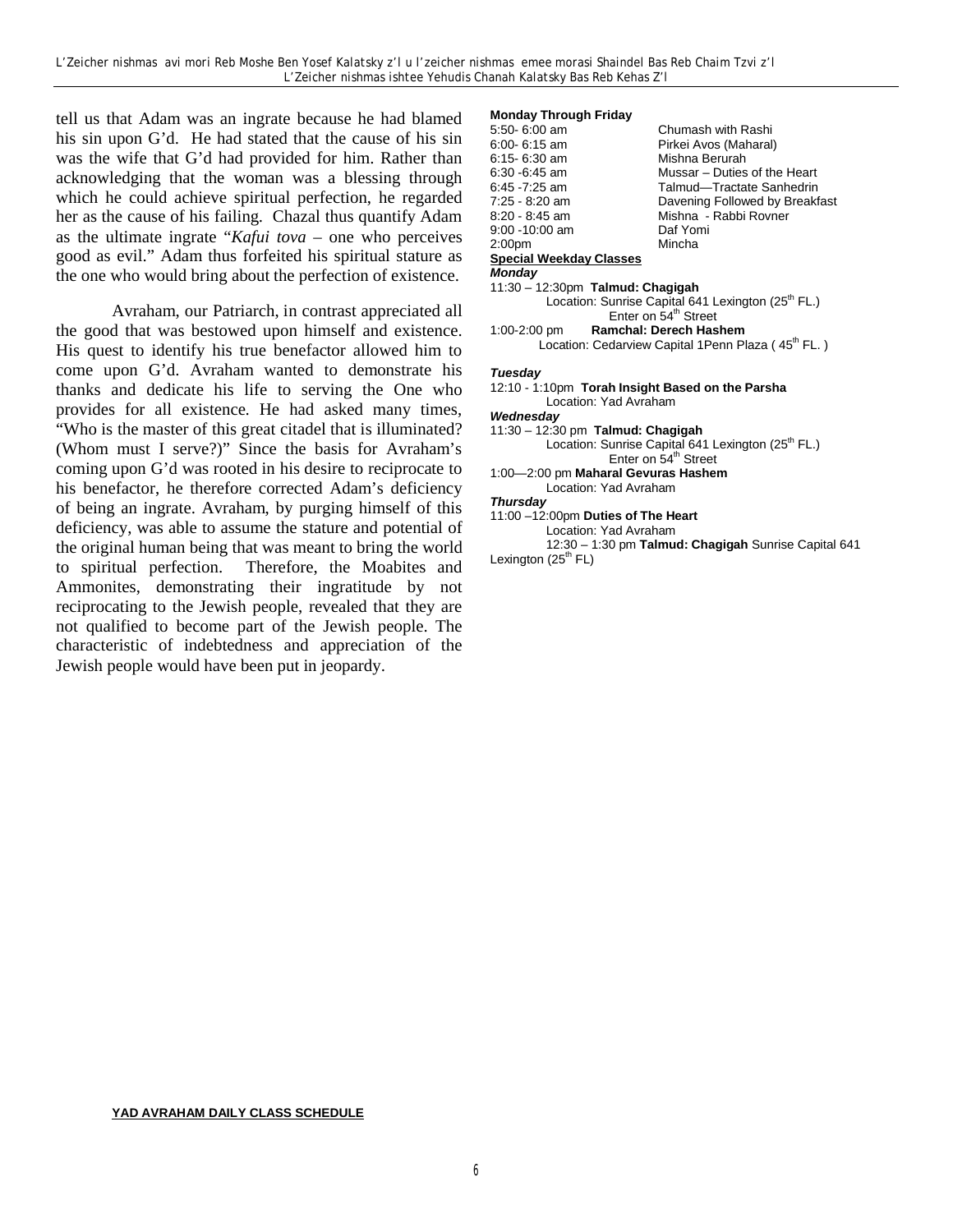tell us that Adam was an ingrate because he had blamed his sin upon G'd. He had stated that the cause of his sin was the wife that G'd had provided for him. Rather than acknowledging that the woman was a blessing through which he could achieve spiritual perfection, he regarded her as the cause of his failing. Chazal thus quantify Adam as the ultimate ingrate "*Kafui tova* – one who perceives good as evil." Adam thus forfeited his spiritual stature as the one who would bring about the perfection of existence.

Avraham, our Patriarch, in contrast appreciated all the good that was bestowed upon himself and existence. His quest to identify his true benefactor allowed him to come upon G'd. Avraham wanted to demonstrate his thanks and dedicate his life to serving the One who provides for all existence. He had asked many times, "Who is the master of this great citadel that is illuminated? (Whom must I serve?)" Since the basis for Avraham's coming upon G'd was rooted in his desire to reciprocate to his benefactor, he therefore corrected Adam's deficiency of being an ingrate. Avraham, by purging himself of this deficiency, was able to assume the stature and potential of the original human being that was meant to bring the world to spiritual perfection. Therefore, the Moabites and Ammonites, demonstrating their ingratitude by not reciprocating to the Jewish people, revealed that they are not qualified to become part of the Jewish people. The characteristic of indebtedness and appreciation of the Jewish people would have been put in jeopardy.

**YAD AVRAHAM DAILY CLASS SCHEDULE**

**Monday Through Friday**

| | |
|---|---|
| 5:50- 6:00 am | Chumash with Rashi |
| 6:00- 6:15 am | Pirkei Avos (Maharal) |
| 6:15- 6:30 am | Mishna Berurah |
| 6:30 -6:45 am | Mussar – Duties of the Heart |
| 6:45 -7:25 am | Talmud—Tractate Sanhedrin |
| 7:25 - 8:20 am | Davening Followed by Breakfast |
| 8:20 - 8:45 am | Mishna - Rabbi Rovner |
| 9:00 -10:00 am | Daf Yomi |
| 2:00pm | Mincha |

**Special Weekday Classes**

***Monday***

11:30 – 12:30pm **Talmud: Chagigah**
Location: Sunrise Capital 641 Lexington (25th FL.)
Enter on 54th Street

1:00-2:00 pm **Ramchal: Derech Hashem**
Location: Cedarview Capital 1Penn Plaza ( 45th FL. )

***Tuesday***

12:10 - 1:10pm **Torah Insight Based on the Parsha**
Location: Yad Avraham

***Wednesday***

11:30 – 12:30 pm **Talmud: Chagigah**
Location: Sunrise Capital 641 Lexington (25th FL.)
Enter on 54th Street

1:00—2:00 pm **Maharal Gevuras Hashem**
Location: Yad Avraham

***Thursday***

11:00 –12:00pm **Duties of The Heart**
Location: Yad Avraham

12:30 – 1:30 pm **Talmud: Chagigah** Sunrise Capital 641 Lexington (25th FL)